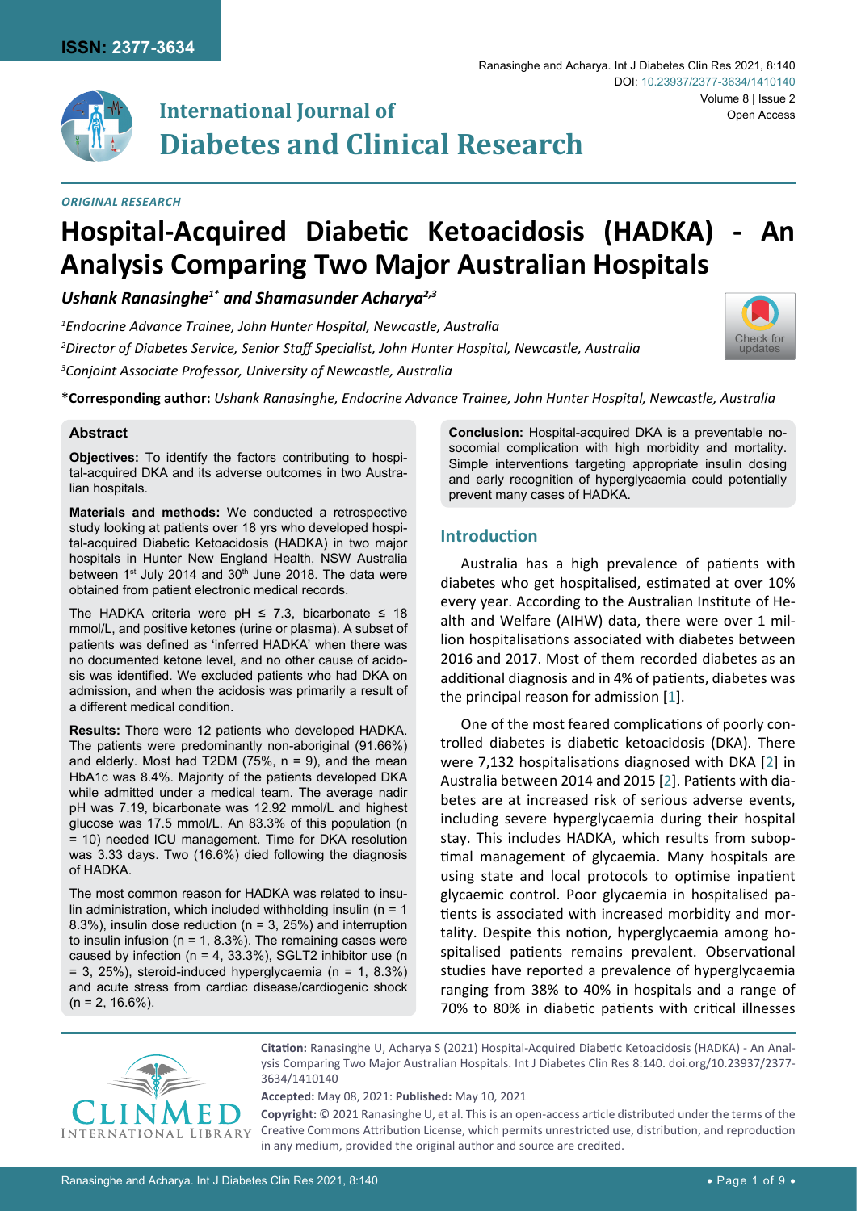ISSN: 2377-3634

# International Journal of Diabetes and Clinical Research

DOI: 10.23937/2377-3634/1410140

Volume 8 | Issue 2

Open Access

*ORIGINAL RESEARCH*

# Hospital-Acquired Diabetic Ketoacidosis (HADKA) - An Analysis Comparing Two Major Australian Hospitals

***Ushank Ranasinghe[1*] and Shamasunder Acharya[2,3]***

[1]*Endocrine Advance Trainee, John Hunter Hospital, Newcastle, Australia*

[2]*Director of Diabetes Service, Senior Staff Specialist, John Hunter Hospital, Newcastle, Australia*

[3]*Conjoint Associate Professor, University of Newcastle, Australia*

**\*Corresponding author:** *Ushank Ranasinghe, Endocrine Advance Trainee, John Hunter Hospital, Newcastle, Australia*

### Abstract

**Objectives:** To identify the factors contributing to hospital-acquired DKA and its adverse outcomes in two Australian hospitals.

**Materials and methods:** We conducted a retrospective study looking at patients over 18 yrs who developed hospital-acquired Diabetic Ketoacidosis (HADKA) in two major hospitals in Hunter New England Health, NSW Australia between 1st July 2014 and 30th June 2018. The data were obtained from patient electronic medical records.

The HADKA criteria were pH ≤ 7.3, bicarbonate ≤ 18 mmol/L, and positive ketones (urine or plasma). A subset of patients was defined as 'inferred HADKA' when there was no documented ketone level, and no other cause of acidosis was identified. We excluded patients who had DKA on admission, and when the acidosis was primarily a result of a different medical condition.

**Results:** There were 12 patients who developed HADKA. The patients were predominantly non-aboriginal (91.66%) and elderly. Most had T2DM (75%, n = 9), and the mean HbA1c was 8.4%. Majority of the patients developed DKA while admitted under a medical team. The average nadir pH was 7.19, bicarbonate was 12.92 mmol/L and highest glucose was 17.5 mmol/L. An 83.3% of this population (n = 10) needed ICU management. Time for DKA resolution was 3.33 days. Two (16.6%) died following the diagnosis of HADKA.

The most common reason for HADKA was related to insulin administration, which included withholding insulin (n = 1 8.3%), insulin dose reduction (n = 3, 25%) and interruption to insulin infusion (n = 1, 8.3%). The remaining cases were caused by infection (n = 4, 33.3%), SGLT2 inhibitor use (n = 3, 25%), steroid-induced hyperglycaemia (n = 1, 8.3%) and acute stress from cardiac disease/cardiogenic shock (n = 2, 16.6%).

**Conclusion:** Hospital-acquired DKA is a preventable nosocomial complication with high morbidity and mortality. Simple interventions targeting appropriate insulin dosing and early recognition of hyperglycaemia could potentially prevent many cases of HADKA.

## Introduction

Australia has a high prevalence of patients with diabetes who get hospitalised, estimated at over 10% every year. According to the Australian Institute of Health and Welfare (AIHW) data, there were over 1 million hospitalisations associated with diabetes between 2016 and 2017. Most of them recorded diabetes as an additional diagnosis and in 4% of patients, diabetes was the principal reason for admission [1].

One of the most feared complications of poorly controlled diabetes is diabetic ketoacidosis (DKA). There were 7,132 hospitalisations diagnosed with DKA [2] in Australia between 2014 and 2015 [2]. Patients with diabetes are at increased risk of serious adverse events, including severe hyperglycaemia during their hospital stay. This includes HADKA, which results from suboptimal management of glycaemia. Many hospitals are using state and local protocols to optimise inpatient glycaemic control. Poor glycaemia in hospitalised patients is associated with increased morbidity and mortality. Despite this notion, hyperglycaemia among hospitalised patients remains prevalent. Observational studies have reported a prevalence of hyperglycaemia ranging from 38% to 40% in hospitals and a range of 70% to 80% in diabetic patients with critical illnesses

**Citation:** Ranasinghe U, Acharya S (2021) Hospital-Acquired Diabetic Ketoacidosis (HADKA) - An Analysis Comparing Two Major Australian Hospitals. Int J Diabetes Clin Res 8:140. doi.org/10.23937/2377-3634/1410140

**Accepted:** May 08, 2021: **Published:** May 10, 2021

**Copyright:** © 2021 Ranasinghe U, et al. This is an open-access article distributed under the terms of the Creative Commons Attribution License, which permits unrestricted use, distribution, and reproduction in any medium, provided the original author and source are credited.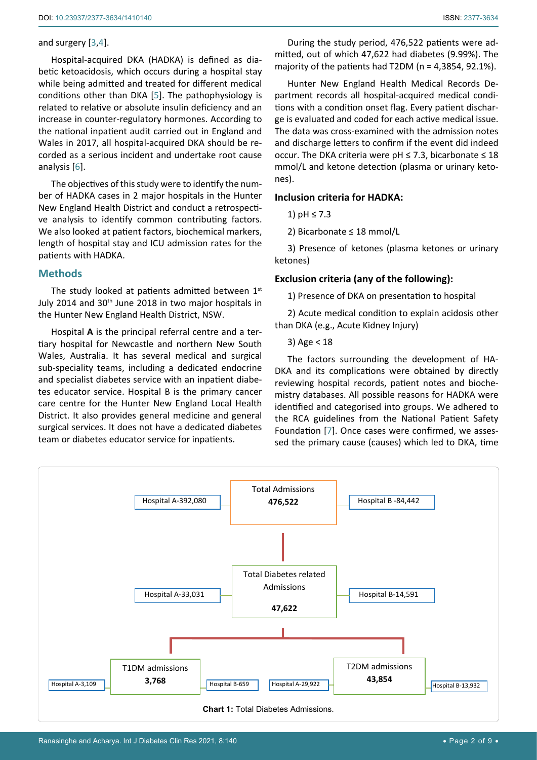and surgery [3,4].

Hospital-acquired DKA (HADKA) is defined as diabetic ketoacidosis, which occurs during a hospital stay while being admitted and treated for different medical conditions other than DKA [5]. The pathophysiology is related to relative or absolute insulin deficiency and an increase in counter-regulatory hormones. According to the national inpatient audit carried out in England and Wales in 2017, all hospital-acquired DKA should be recorded as a serious incident and undertake root cause analysis [6].

The objectives of this study were to identify the number of HADKA cases in 2 major hospitals in the Hunter New England Health District and conduct a retrospective analysis to identify common contributing factors. We also looked at patient factors, biochemical markers, length of hospital stay and ICU admission rates for the patients with HADKA.

## Methods

The study looked at patients admitted between 1st July 2014 and 30th June 2018 in two major hospitals in the Hunter New England Health District, NSW.

Hospital **A** is the principal referral centre and a tertiary hospital for Newcastle and northern New South Wales, Australia. It has several medical and surgical sub-speciality teams, including a dedicated endocrine and specialist diabetes service with an inpatient diabetes educator service. Hospital B is the primary cancer care centre for the Hunter New England Local Health District. It also provides general medicine and general surgical services. It does not have a dedicated diabetes team or diabetes educator service for inpatients.

During the study period, 476,522 patients were admitted, out of which 47,622 had diabetes (9.99%). The majority of the patients had T2DM (n = 4,3854, 92.1%).

Hunter New England Health Medical Records Department records all hospital-acquired medical conditions with a condition onset flag. Every patient discharge is evaluated and coded for each active medical issue. The data was cross-examined with the admission notes and discharge letters to confirm if the event did indeed occur. The DKA criteria were pH ≤ 7.3, bicarbonate ≤ 18 mmol/L and ketone detection (plasma or urinary ketones).

### Inclusion criteria for HADKA:

1) pH ≤ 7.3

2) Bicarbonate ≤ 18 mmol/L

3) Presence of ketones (plasma ketones or urinary ketones)

### Exclusion criteria (any of the following):

1) Presence of DKA on presentation to hospital

2) Acute medical condition to explain acidosis other than DKA (e.g., Acute Kidney Injury)

3) Age < 18

The factors surrounding the development of HADKA and its complications were obtained by directly reviewing hospital records, patient notes and biochemistry databases. All possible reasons for HADKA were identified and categorised into groups. We adhered to the RCA guidelines from the National Patient Safety Foundation [7]. Once cases were confirmed, we assessed the primary cause (causes) which led to DKA, time

Total Admissions **476,522** — Hospital A-392,080; Hospital B -84,442

Total Diabetes related Admissions **47,622** — Hospital A-33,031; Hospital B-14,591

T1DM admissions **3,768** — Hospital A-3,109; Hospital B-659

T2DM admissions **43,854** — Hospital A-29,922; Hospital B-13,932

**Chart 1:** Total Diabetes Admissions.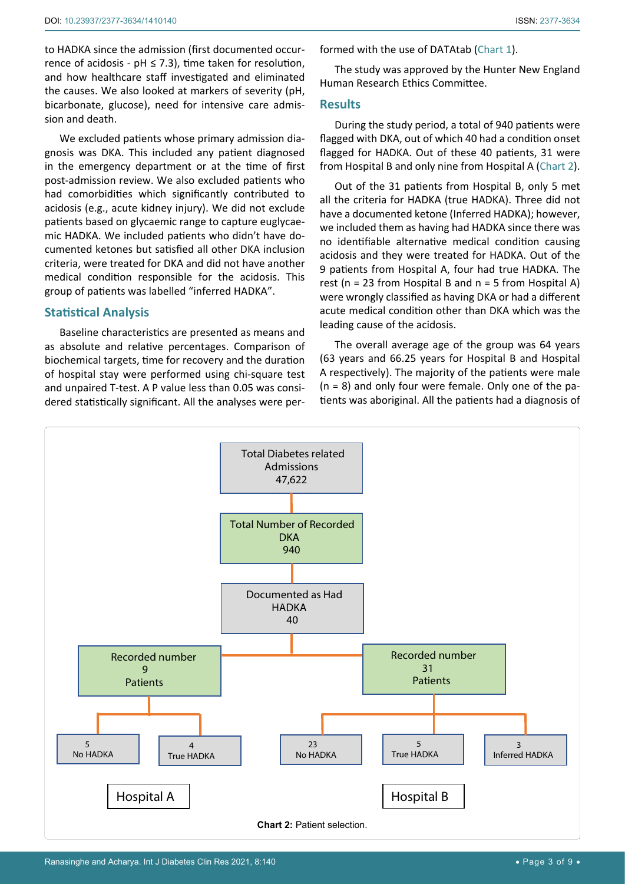to HADKA since the admission (first documented occurrence of acidosis - pH ≤ 7.3), time taken for resolution, and how healthcare staff investigated and eliminated the causes. We also looked at markers of severity (pH, bicarbonate, glucose), need for intensive care admission and death.

We excluded patients whose primary admission diagnosis was DKA. This included any patient diagnosed in the emergency department or at the time of first post-admission review. We also excluded patients who had comorbidities which significantly contributed to acidosis (e.g., acute kidney injury). We did not exclude patients based on glycaemic range to capture euglycaemic HADKA. We included patients who didn't have documented ketones but satisfied all other DKA inclusion criteria, were treated for DKA and did not have another medical condition responsible for the acidosis. This group of patients was labelled "inferred HADKA".

## Statistical Analysis

Baseline characteristics are presented as means and as absolute and relative percentages. Comparison of biochemical targets, time for recovery and the duration of hospital stay were performed using chi-square test and unpaired T-test. A P value less than 0.05 was considered statistically significant. All the analyses were performed with the use of DATAtab (Chart 1).

The study was approved by the Hunter New England Human Research Ethics Committee.

## Results

During the study period, a total of 940 patients were flagged with DKA, out of which 40 had a condition onset flagged for HADKA. Out of these 40 patients, 31 were from Hospital B and only nine from Hospital A (Chart 2).

Out of the 31 patients from Hospital B, only 5 met all the criteria for HADKA (true HADKA). Three did not have a documented ketone (Inferred HADKA); however, we included them as having had HADKA since there was no identifiable alternative medical condition causing acidosis and they were treated for HADKA. Out of the 9 patients from Hospital A, four had true HADKA. The rest (n = 23 from Hospital B and n = 5 from Hospital A) were wrongly classified as having DKA or had a different acute medical condition other than DKA which was the leading cause of the acidosis.

The overall average age of the group was 64 years (63 years and 66.25 years for Hospital B and Hospital A respectively). The majority of the patients were male (n = 8) and only four were female. Only one of the patients was aboriginal. All the patients had a diagnosis of

Total Diabetes related Admissions 47,622
→ Total Number of Recorded DKA 940
→ Documented as Had HADKA 40
→ Hospital A: Recorded number 9 Patients → 5 No HADKA; 4 True HADKA
→ Hospital B: Recorded number 31 Patients → 23 No HADKA; 5 True HADKA; 3 Inferred HADKA

**Chart 2:** Patient selection.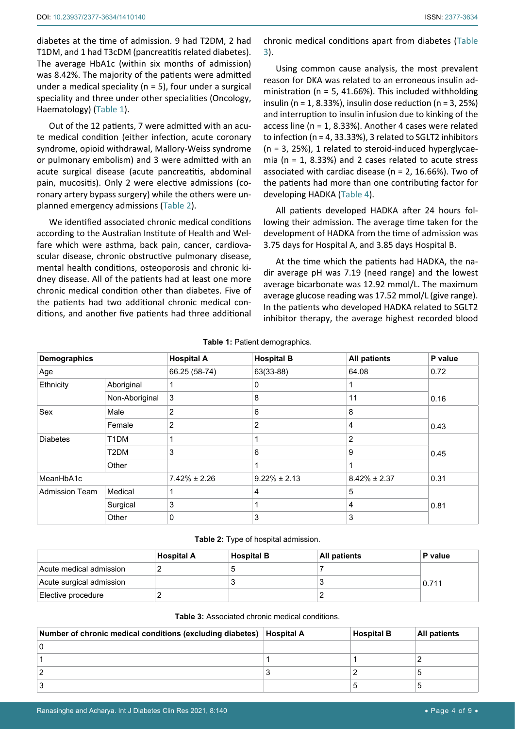diabetes at the time of admission. 9 had T2DM, 2 had T1DM, and 1 had T3cDM (pancreatitis related diabetes). The average HbA1c (within six months of admission) was 8.42%. The majority of the patients were admitted under a medical speciality (n = 5), four under a surgical speciality and three under other specialities (Oncology, Haematology) (Table 1).

Out of the 12 patients, 7 were admitted with an acute medical condition (either infection, acute coronary syndrome, opioid withdrawal, Mallory-Weiss syndrome or pulmonary embolism) and 3 were admitted with an acute surgical disease (acute pancreatitis, abdominal pain, mucositis). Only 2 were elective admissions (coronary artery bypass surgery) while the others were unplanned emergency admissions (Table 2).

We identified associated chronic medical conditions according to the Australian Institute of Health and Welfare which were asthma, back pain, cancer, cardiovascular disease, chronic obstructive pulmonary disease, mental health conditions, osteoporosis and chronic kidney disease. All of the patients had at least one more chronic medical condition other than diabetes. Five of the patients had two additional chronic medical conditions, and another five patients had three additional chronic medical conditions apart from diabetes (Table 3).

Using common cause analysis, the most prevalent reason for DKA was related to an erroneous insulin administration (n = 5, 41.66%). This included withholding insulin (n = 1, 8.33%), insulin dose reduction (n = 3, 25%) and interruption to insulin infusion due to kinking of the access line (n = 1, 8.33%). Another 4 cases were related to infection (n = 4, 33.33%), 3 related to SGLT2 inhibitors (n = 3, 25%), 1 related to steroid-induced hyperglycaemia (n = 1, 8.33%) and 2 cases related to acute stress associated with cardiac disease (n = 2, 16.66%). Two of the patients had more than one contributing factor for developing HADKA (Table 4).

All patients developed HADKA after 24 hours following their admission. The average time taken for the development of HADKA from the time of admission was 3.75 days for Hospital A, and 3.85 days Hospital B.

At the time which the patients had HADKA, the nadir average pH was 7.19 (need range) and the lowest average bicarbonate was 12.92 mmol/L. The maximum average glucose reading was 17.52 mmol/L (give range). In the patients who developed HADKA related to SGLT2 inhibitor therapy, the average highest recorded blood

**Table 1:** Patient demographics.

| Demographics | | Hospital A | Hospital B | All patients | P value |
|---|---|---|---|---|---|
| Age | | 66.25 (58-74) | 63(33-88) | 64.08 | 0.72 |
| Ethnicity | Aboriginal | 1 | 0 | 1 | 0.16 |
| | Non-Aboriginal | 3 | 8 | 11 | |
| Sex | Male | 2 | 6 | 8 | 0.43 |
| | Female | 2 | 2 | 4 | |
| Diabetes | T1DM | 1 | 1 | 2 | 0.45 |
| | T2DM | 3 | 6 | 9 | |
| | Other | | 1 | 1 | |
| MeanHbA1c | | 7.42% ± 2.26 | 9.22% ± 2.13 | 8.42% ± 2.37 | 0.31 |
| Admission Team | Medical | 1 | 4 | 5 | 0.81 |
| | Surgical | 3 | 1 | 4 | |
| | Other | 0 | 3 | 3 | |

**Table 2:** Type of hospital admission.

| | Hospital A | Hospital B | All patients | P value |
|---|---|---|---|---|
| Acute medical admission | 2 | 5 | 7 | 0.711 |
| Acute surgical admission | | 3 | 3 | |
| Elective procedure | 2 | | 2 | |

**Table 3:** Associated chronic medical conditions.

| Number of chronic medical conditions (excluding diabetes) | Hospital A | Hospital B | All patients |
|---|---|---|---|
| 0 | | | |
| 1 | 1 | 1 | 2 |
| 2 | 3 | 2 | 5 |
| 3 | | 5 | 5 |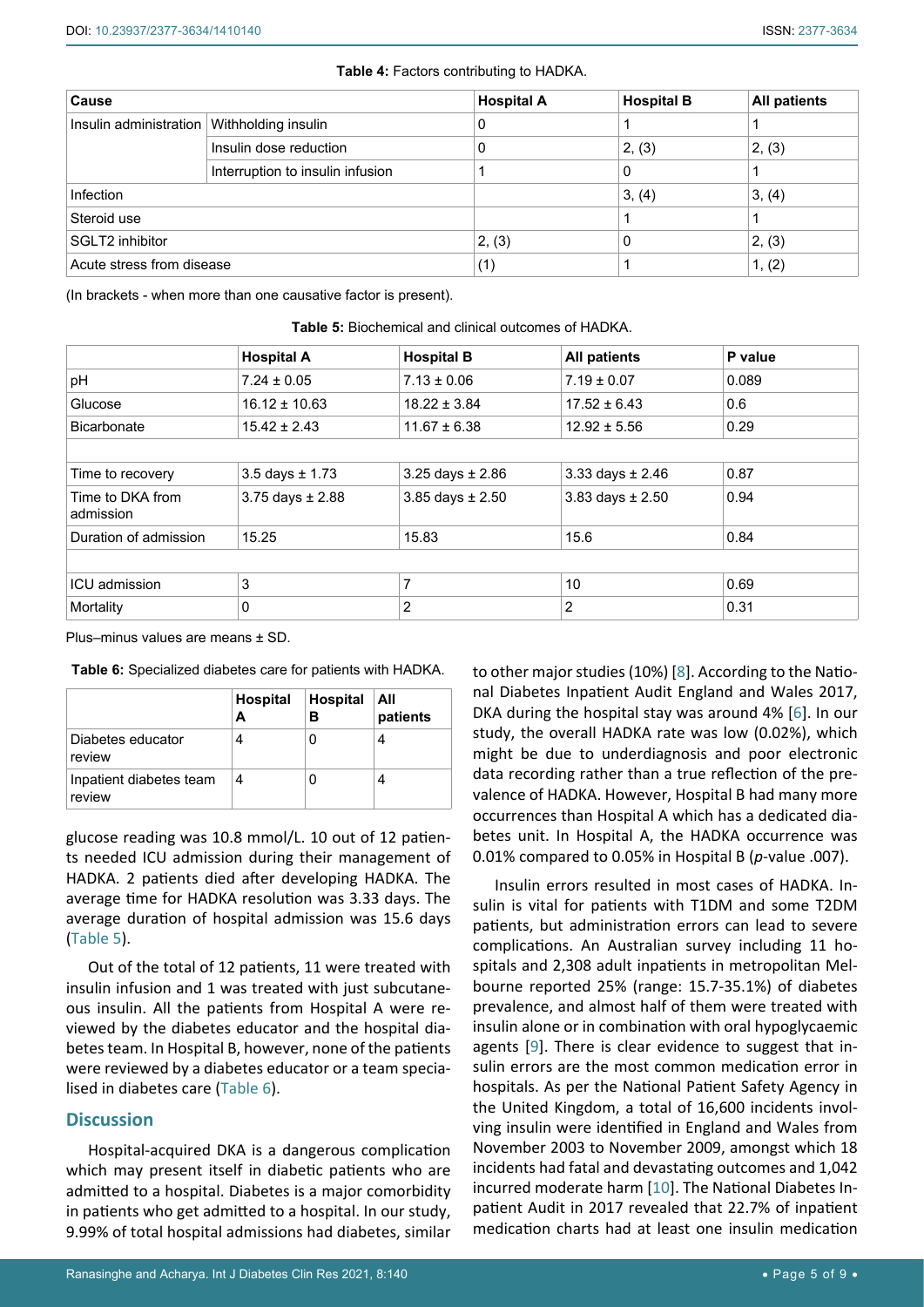**Table 4:** Factors contributing to HADKA.

| Cause | | Hospital A | Hospital B | All patients |
|---|---|---|---|---|
| Insulin administration | Withholding insulin | 0 | 1 | 1 |
| | Insulin dose reduction | 0 | 2, (3) | 2, (3) |
| | Interruption to insulin infusion | 1 | 0 | 1 |
| Infection | | | 3, (4) | 3, (4) |
| Steroid use | | | 1 | 1 |
| SGLT2 inhibitor | | 2, (3) | 0 | 2, (3) |
| Acute stress from disease | | (1) | 1 | 1, (2) |

(In brackets - when more than one causative factor is present).

**Table 5:** Biochemical and clinical outcomes of HADKA.

| | Hospital A | Hospital B | All patients | P value |
|---|---|---|---|---|
| pH | 7.24 ± 0.05 | 7.13 ± 0.06 | 7.19 ± 0.07 | 0.089 |
| Glucose | 16.12 ± 10.63 | 18.22 ± 3.84 | 17.52 ± 6.43 | 0.6 |
| Bicarbonate | 15.42 ± 2.43 | 11.67 ± 6.38 | 12.92 ± 5.56 | 0.29 |
| | | | | |
| Time to recovery | 3.5 days ± 1.73 | 3.25 days ± 2.86 | 3.33 days ± 2.46 | 0.87 |
| Time to DKA from admission | 3.75 days ± 2.88 | 3.85 days ± 2.50 | 3.83 days ± 2.50 | 0.94 |
| Duration of admission | 15.25 | 15.83 | 15.6 | 0.84 |
| | | | | |
| ICU admission | 3 | 7 | 10 | 0.69 |
| Mortality | 0 | 2 | 2 | 0.31 |

Plus–minus values are means ± SD.

**Table 6:** Specialized diabetes care for patients with HADKA.

| | Hospital A | Hospital B | All patients |
|---|---|---|---|
| Diabetes educator review | 4 | 0 | 4 |
| Inpatient diabetes team review | 4 | 0 | 4 |

glucose reading was 10.8 mmol/L. 10 out of 12 patients needed ICU admission during their management of HADKA. 2 patients died after developing HADKA. The average time for HADKA resolution was 3.33 days. The average duration of hospital admission was 15.6 days (Table 5).

Out of the total of 12 patients, 11 were treated with insulin infusion and 1 was treated with just subcutaneous insulin. All the patients from Hospital A were reviewed by the diabetes educator and the hospital diabetes team. In Hospital B, however, none of the patients were reviewed by a diabetes educator or a team specialised in diabetes care (Table 6).

## Discussion

Hospital-acquired DKA is a dangerous complication which may present itself in diabetic patients who are admitted to a hospital. Diabetes is a major comorbidity in patients who get admitted to a hospital. In our study, 9.99% of total hospital admissions had diabetes, similar to other major studies (10%) [8]. According to the National Diabetes Inpatient Audit England and Wales 2017, DKA during the hospital stay was around 4% [6]. In our study, the overall HADKA rate was low (0.02%), which might be due to underdiagnosis and poor electronic data recording rather than a true reflection of the prevalence of HADKA. However, Hospital B had many more occurrences than Hospital A which has a dedicated diabetes unit. In Hospital A, the HADKA occurrence was 0.01% compared to 0.05% in Hospital B (*p*-value .007).

Insulin errors resulted in most cases of HADKA. Insulin is vital for patients with T1DM and some T2DM patients, but administration errors can lead to severe complications. An Australian survey including 11 hospitals and 2,308 adult inpatients in metropolitan Melbourne reported 25% (range: 15.7-35.1%) of diabetes prevalence, and almost half of them were treated with insulin alone or in combination with oral hypoglycaemic agents [9]. There is clear evidence to suggest that insulin errors are the most common medication error in hospitals. As per the National Patient Safety Agency in the United Kingdom, a total of 16,600 incidents involving insulin were identified in England and Wales from November 2003 to November 2009, amongst which 18 incidents had fatal and devastating outcomes and 1,042 incurred moderate harm [10]. The National Diabetes Inpatient Audit in 2017 revealed that 22.7% of inpatient medication charts had at least one insulin medication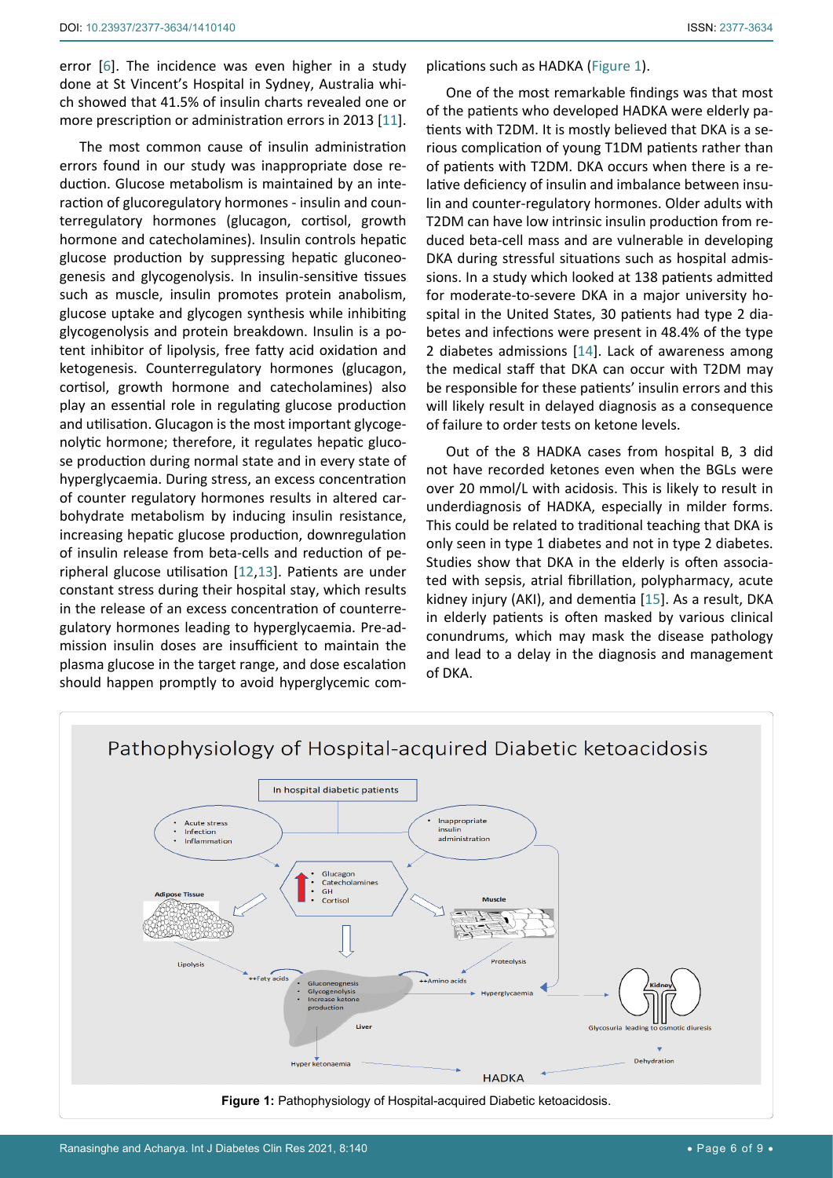error [6]. The incidence was even higher in a study done at St Vincent's Hospital in Sydney, Australia which showed that 41.5% of insulin charts revealed one or more prescription or administration errors in 2013 [11].

The most common cause of insulin administration errors found in our study was inappropriate dose reduction. Glucose metabolism is maintained by an interaction of glucoregulatory hormones - insulin and counterregulatory hormones (glucagon, cortisol, growth hormone and catecholamines). Insulin controls hepatic glucose production by suppressing hepatic gluconeogenesis and glycogenolysis. In insulin-sensitive tissues such as muscle, insulin promotes protein anabolism, glucose uptake and glycogen synthesis while inhibiting glycogenolysis and protein breakdown. Insulin is a potent inhibitor of lipolysis, free fatty acid oxidation and ketogenesis. Counterregulatory hormones (glucagon, cortisol, growth hormone and catecholamines) also play an essential role in regulating glucose production and utilisation. Glucagon is the most important glycogenolytic hormone; therefore, it regulates hepatic glucose production during normal state and in every state of hyperglycaemia. During stress, an excess concentration of counter regulatory hormones results in altered carbohydrate metabolism by inducing insulin resistance, increasing hepatic glucose production, downregulation of insulin release from beta-cells and reduction of peripheral glucose utilisation [12,13]. Patients are under constant stress during their hospital stay, which results in the release of an excess concentration of counterregulatory hormones leading to hyperglycaemia. Pre-admission insulin doses are insufficient to maintain the plasma glucose in the target range, and dose escalation should happen promptly to avoid hyperglycemic complications such as HADKA (Figure 1).

One of the most remarkable findings was that most of the patients who developed HADKA were elderly patients with T2DM. It is mostly believed that DKA is a serious complication of young T1DM patients rather than of patients with T2DM. DKA occurs when there is a relative deficiency of insulin and imbalance between insulin and counter-regulatory hormones. Older adults with T2DM can have low intrinsic insulin production from reduced beta-cell mass and are vulnerable in developing DKA during stressful situations such as hospital admissions. In a study which looked at 138 patients admitted for moderate-to-severe DKA in a major university hospital in the United States, 30 patients had type 2 diabetes and infections were present in 48.4% of the type 2 diabetes admissions [14]. Lack of awareness among the medical staff that DKA can occur with T2DM may be responsible for these patients' insulin errors and this will likely result in delayed diagnosis as a consequence of failure to order tests on ketone levels.

Out of the 8 HADKA cases from hospital B, 3 did not have recorded ketones even when the BGLs were over 20 mmol/L with acidosis. This is likely to result in underdiagnosis of HADKA, especially in milder forms. This could be related to traditional teaching that DKA is only seen in type 1 diabetes and not in type 2 diabetes. Studies show that DKA in the elderly is often associated with sepsis, atrial fibrillation, polypharmacy, acute kidney injury (AKI), and dementia [15]. As a result, DKA in elderly patients is often masked by various clinical conundrums, which may mask the disease pathology and lead to a delay in the diagnosis and management of DKA.

**Figure 1:** Pathophysiology of Hospital-acquired Diabetic ketoacidosis.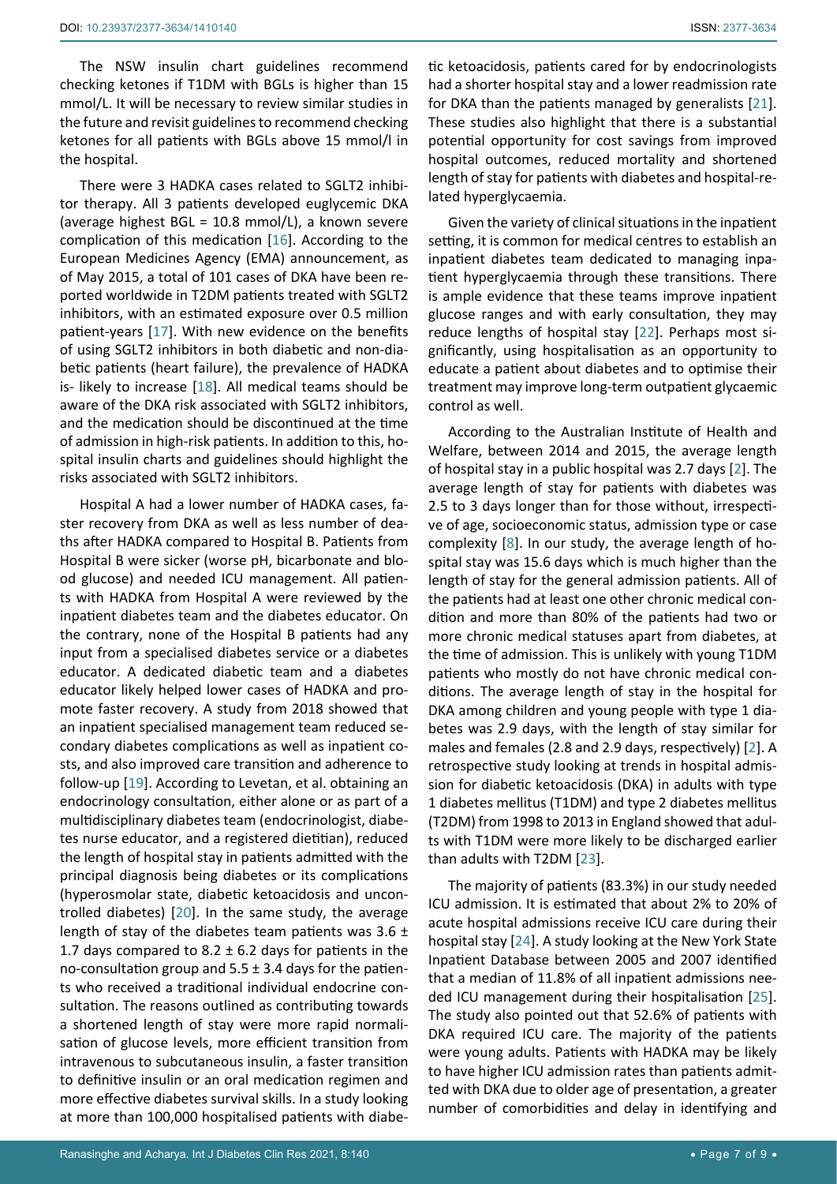The NSW insulin chart guidelines recommend checking ketones if T1DM with BGLs is higher than 15 mmol/L. It will be necessary to review similar studies in the future and revisit guidelines to recommend checking ketones for all patients with BGLs above 15 mmol/l in the hospital.

There were 3 HADKA cases related to SGLT2 inhibitor therapy. All 3 patients developed euglycemic DKA (average highest BGL = 10.8 mmol/L), a known severe complication of this medication [16]. According to the European Medicines Agency (EMA) announcement, as of May 2015, a total of 101 cases of DKA have been reported worldwide in T2DM patients treated with SGLT2 inhibitors, with an estimated exposure over 0.5 million patient-years [17]. With new evidence on the benefits of using SGLT2 inhibitors in both diabetic and non-diabetic patients (heart failure), the prevalence of HADKA is- likely to increase [18]. All medical teams should be aware of the DKA risk associated with SGLT2 inhibitors, and the medication should be discontinued at the time of admission in high-risk patients. In addition to this, hospital insulin charts and guidelines should highlight the risks associated with SGLT2 inhibitors.

Hospital A had a lower number of HADKA cases, faster recovery from DKA as well as less number of deaths after HADKA compared to Hospital B. Patients from Hospital B were sicker (worse pH, bicarbonate and blood glucose) and needed ICU management. All patients with HADKA from Hospital A were reviewed by the inpatient diabetes team and the diabetes educator. On the contrary, none of the Hospital B patients had any input from a specialised diabetes service or a diabetes educator. A dedicated diabetic team and a diabetes educator likely helped lower cases of HADKA and promote faster recovery. A study from 2018 showed that an inpatient specialised management team reduced secondary diabetes complications as well as inpatient costs, and also improved care transition and adherence to follow-up [19]. According to Levetan, et al. obtaining an endocrinology consultation, either alone or as part of a multidisciplinary diabetes team (endocrinologist, diabetes nurse educator, and a registered dietitian), reduced the length of hospital stay in patients admitted with the principal diagnosis being diabetes or its complications (hyperosmolar state, diabetic ketoacidosis and uncontrolled diabetes) [20]. In the same study, the average length of stay of the diabetes team patients was 3.6 ± 1.7 days compared to 8.2 ± 6.2 days for patients in the no-consultation group and 5.5 ± 3.4 days for the patients who received a traditional individual endocrine consultation. The reasons outlined as contributing towards a shortened length of stay were more rapid normalisation of glucose levels, more efficient transition from intravenous to subcutaneous insulin, a faster transition to definitive insulin or an oral medication regimen and more effective diabetes survival skills. In a study looking at more than 100,000 hospitalised patients with diabetic ketoacidosis, patients cared for by endocrinologists had a shorter hospital stay and a lower readmission rate for DKA than the patients managed by generalists [21]. These studies also highlight that there is a substantial potential opportunity for cost savings from improved hospital outcomes, reduced mortality and shortened length of stay for patients with diabetes and hospital-related hyperglycaemia.

Given the variety of clinical situations in the inpatient setting, it is common for medical centres to establish an inpatient diabetes team dedicated to managing inpatient hyperglycaemia through these transitions. There is ample evidence that these teams improve inpatient glucose ranges and with early consultation, they may reduce lengths of hospital stay [22]. Perhaps most significantly, using hospitalisation as an opportunity to educate a patient about diabetes and to optimise their treatment may improve long-term outpatient glycaemic control as well.

According to the Australian Institute of Health and Welfare, between 2014 and 2015, the average length of hospital stay in a public hospital was 2.7 days [2]. The average length of stay for patients with diabetes was 2.5 to 3 days longer than for those without, irrespective of age, socioeconomic status, admission type or case complexity [8]. In our study, the average length of hospital stay was 15.6 days which is much higher than the length of stay for the general admission patients. All of the patients had at least one other chronic medical condition and more than 80% of the patients had two or more chronic medical statuses apart from diabetes, at the time of admission. This is unlikely with young T1DM patients who mostly do not have chronic medical conditions. The average length of stay in the hospital for DKA among children and young people with type 1 diabetes was 2.9 days, with the length of stay similar for males and females (2.8 and 2.9 days, respectively) [2]. A retrospective study looking at trends in hospital admission for diabetic ketoacidosis (DKA) in adults with type 1 diabetes mellitus (T1DM) and type 2 diabetes mellitus (T2DM) from 1998 to 2013 in England showed that adults with T1DM were more likely to be discharged earlier than adults with T2DM [23].

The majority of patients (83.3%) in our study needed ICU admission. It is estimated that about 2% to 20% of acute hospital admissions receive ICU care during their hospital stay [24]. A study looking at the New York State Inpatient Database between 2005 and 2007 identified that a median of 11.8% of all inpatient admissions needed ICU management during their hospitalisation [25]. The study also pointed out that 52.6% of patients with DKA required ICU care. The majority of the patients were young adults. Patients with HADKA may be likely to have higher ICU admission rates than patients admitted with DKA due to older age of presentation, a greater number of comorbidities and delay in identifying and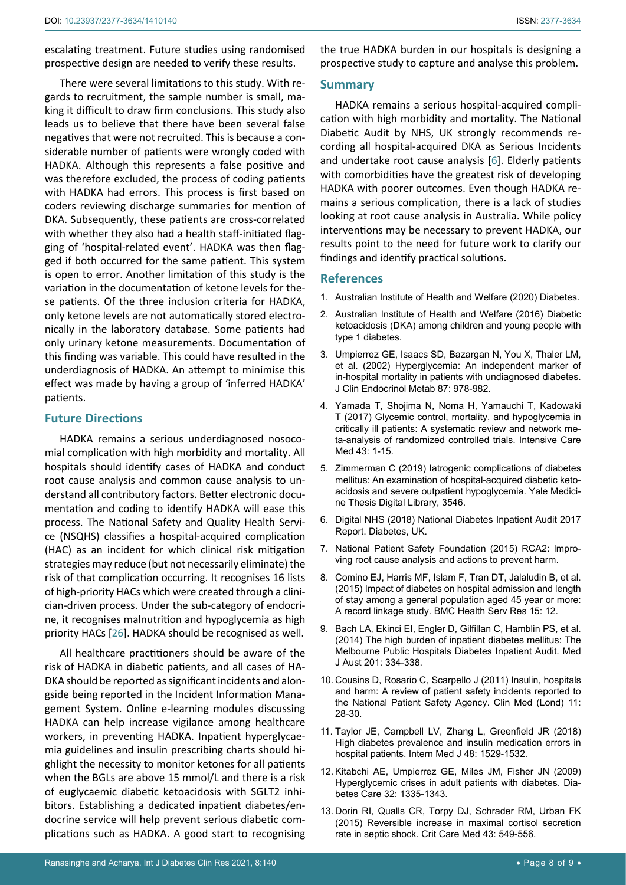escalating treatment. Future studies using randomised prospective design are needed to verify these results.

There were several limitations to this study. With regards to recruitment, the sample number is small, making it difficult to draw firm conclusions. This study also leads us to believe that there have been several false negatives that were not recruited. This is because a considerable number of patients were wrongly coded with HADKA. Although this represents a false positive and was therefore excluded, the process of coding patients with HADKA had errors. This process is first based on coders reviewing discharge summaries for mention of DKA. Subsequently, these patients are cross-correlated with whether they also had a health staff-initiated flagging of 'hospital-related event'. HADKA was then flagged if both occurred for the same patient. This system is open to error. Another limitation of this study is the variation in the documentation of ketone levels for these patients. Of the three inclusion criteria for HADKA, only ketone levels are not automatically stored electronically in the laboratory database. Some patients had only urinary ketone measurements. Documentation of this finding was variable. This could have resulted in the underdiagnosis of HADKA. An attempt to minimise this effect was made by having a group of 'inferred HADKA' patients.

## Future Directions

HADKA remains a serious underdiagnosed nosocomial complication with high morbidity and mortality. All hospitals should identify cases of HADKA and conduct root cause analysis and common cause analysis to understand all contributory factors. Better electronic documentation and coding to identify HADKA will ease this process. The National Safety and Quality Health Service (NSQHS) classifies a hospital-acquired complication (HAC) as an incident for which clinical risk mitigation strategies may reduce (but not necessarily eliminate) the risk of that complication occurring. It recognises 16 lists of high-priority HACs which were created through a clinician-driven process. Under the sub-category of endocrine, it recognises malnutrition and hypoglycemia as high priority HACs [26]. HADKA should be recognised as well.

All healthcare practitioners should be aware of the risk of HADKA in diabetic patients, and all cases of HADKA should be reported as significant incidents and alongside being reported in the Incident Information Management System. Online e-learning modules discussing HADKA can help increase vigilance among healthcare workers, in preventing HADKA. Inpatient hyperglycaemia guidelines and insulin prescribing charts should highlight the necessity to monitor ketones for all patients when the BGLs are above 15 mmol/L and there is a risk of euglycaemic diabetic ketoacidosis with SGLT2 inhibitors. Establishing a dedicated inpatient diabetes/endocrine service will help prevent serious diabetic complications such as HADKA. A good start to recognising the true HADKA burden in our hospitals is designing a prospective study to capture and analyse this problem.

## Summary

HADKA remains a serious hospital-acquired complication with high morbidity and mortality. The National Diabetic Audit by NHS, UK strongly recommends recording all hospital-acquired DKA as Serious Incidents and undertake root cause analysis [6]. Elderly patients with comorbidities have the greatest risk of developing HADKA with poorer outcomes. Even though HADKA remains a serious complication, there is a lack of studies looking at root cause analysis in Australia. While policy interventions may be necessary to prevent HADKA, our results point to the need for future work to clarify our findings and identify practical solutions.

## References

1. Australian Institute of Health and Welfare (2020) Diabetes.
2. Australian Institute of Health and Welfare (2016) Diabetic ketoacidosis (DKA) among children and young people with type 1 diabetes.
3. Umpierrez GE, Isaacs SD, Bazargan N, You X, Thaler LM, et al. (2002) Hyperglycemia: An independent marker of in-hospital mortality in patients with undiagnosed diabetes. J Clin Endocrinol Metab 87: 978-982.
4. Yamada T, Shojima N, Noma H, Yamauchi T, Kadowaki T (2017) Glycemic control, mortality, and hypoglycemia in critically ill patients: A systematic review and network meta-analysis of randomized controlled trials. Intensive Care Med 43: 1-15.
5. Zimmerman C (2019) Iatrogenic complications of diabetes mellitus: An examination of hospital-acquired diabetic ketoacidosis and severe outpatient hypoglycemia. Yale Medicine Thesis Digital Library, 3546.
6. Digital NHS (2018) National Diabetes Inpatient Audit 2017 Report. Diabetes, UK.
7. National Patient Safety Foundation (2015) RCA2: Improving root cause analysis and actions to prevent harm.
8. Comino EJ, Harris MF, Islam F, Tran DT, Jalaludin B, et al. (2015) Impact of diabetes on hospital admission and length of stay among a general population aged 45 year or more: A record linkage study. BMC Health Serv Res 15: 12.
9. Bach LA, Ekinci EI, Engler D, Gilfillan C, Hamblin PS, et al. (2014) The high burden of inpatient diabetes mellitus: The Melbourne Public Hospitals Diabetes Inpatient Audit. Med J Aust 201: 334-338.
10. Cousins D, Rosario C, Scarpello J (2011) Insulin, hospitals and harm: A review of patient safety incidents reported to the National Patient Safety Agency. Clin Med (Lond) 11: 28-30.
11. Taylor JE, Campbell LV, Zhang L, Greenfield JR (2018) High diabetes prevalence and insulin medication errors in hospital patients. Intern Med J 48: 1529-1532.
12. Kitabchi AE, Umpierrez GE, Miles JM, Fisher JN (2009) Hyperglycemic crises in adult patients with diabetes. Diabetes Care 32: 1335-1343.
13. Dorin RI, Qualls CR, Torpy DJ, Schrader RM, Urban FK (2015) Reversible increase in maximal cortisol secretion rate in septic shock. Crit Care Med 43: 549-556.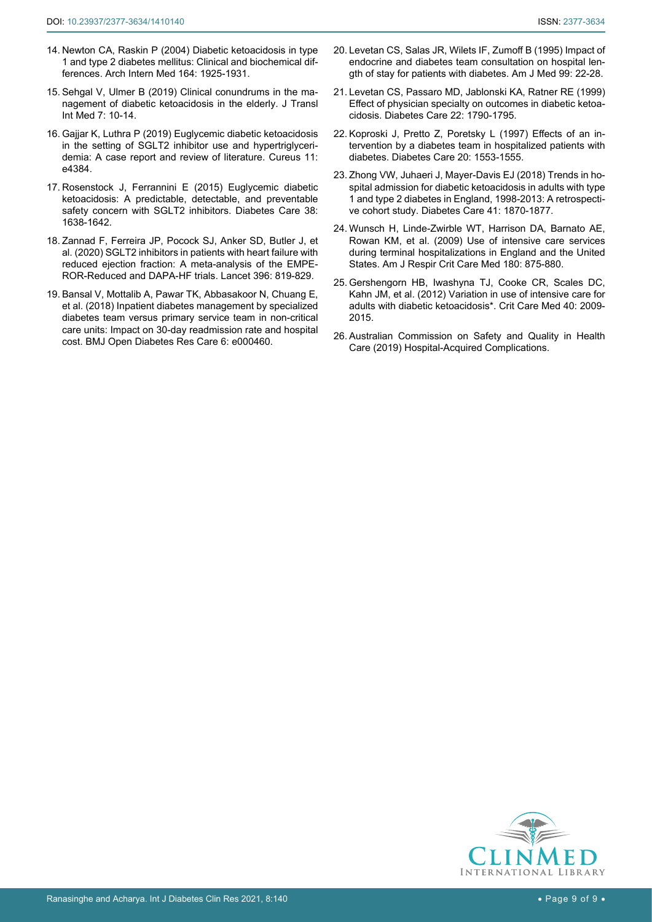14. Newton CA, Raskin P (2004) Diabetic ketoacidosis in type 1 and type 2 diabetes mellitus: Clinical and biochemical differences. Arch Intern Med 164: 1925-1931.

15. Sehgal V, Ulmer B (2019) Clinical conundrums in the management of diabetic ketoacidosis in the elderly. J Transl Int Med 7: 10-14.

16. Gajjar K, Luthra P (2019) Euglycemic diabetic ketoacidosis in the setting of SGLT2 inhibitor use and hypertriglyceridemia: A case report and review of literature. Cureus 11: e4384.

17. Rosenstock J, Ferrannini E (2015) Euglycemic diabetic ketoacidosis: A predictable, detectable, and preventable safety concern with SGLT2 inhibitors. Diabetes Care 38: 1638-1642.

18. Zannad F, Ferreira JP, Pocock SJ, Anker SD, Butler J, et al. (2020) SGLT2 inhibitors in patients with heart failure with reduced ejection fraction: A meta-analysis of the EMPEROR-Reduced and DAPA-HF trials. Lancet 396: 819-829.

19. Bansal V, Mottalib A, Pawar TK, Abbasakoor N, Chuang E, et al. (2018) Inpatient diabetes management by specialized diabetes team versus primary service team in non-critical care units: Impact on 30-day readmission rate and hospital cost. BMJ Open Diabetes Res Care 6: e000460.

20. Levetan CS, Salas JR, Wilets IF, Zumoff B (1995) Impact of endocrine and diabetes team consultation on hospital length of stay for patients with diabetes. Am J Med 99: 22-28.

21. Levetan CS, Passaro MD, Jablonski KA, Ratner RE (1999) Effect of physician specialty on outcomes in diabetic ketoacidosis. Diabetes Care 22: 1790-1795.

22. Koproski J, Pretto Z, Poretsky L (1997) Effects of an intervention by a diabetes team in hospitalized patients with diabetes. Diabetes Care 20: 1553-1555.

23. Zhong VW, Juhaeri J, Mayer-Davis EJ (2018) Trends in hospital admission for diabetic ketoacidosis in adults with type 1 and type 2 diabetes in England, 1998-2013: A retrospective cohort study. Diabetes Care 41: 1870-1877.

24. Wunsch H, Linde-Zwirble WT, Harrison DA, Barnato AE, Rowan KM, et al. (2009) Use of intensive care services during terminal hospitalizations in England and the United States. Am J Respir Crit Care Med 180: 875-880.

25. Gershengorn HB, Iwashyna TJ, Cooke CR, Scales DC, Kahn JM, et al. (2012) Variation in use of intensive care for adults with diabetic ketoacidosis*. Crit Care Med 40: 2009-2015.

26. Australian Commission on Safety and Quality in Health Care (2019) Hospital-Acquired Complications.